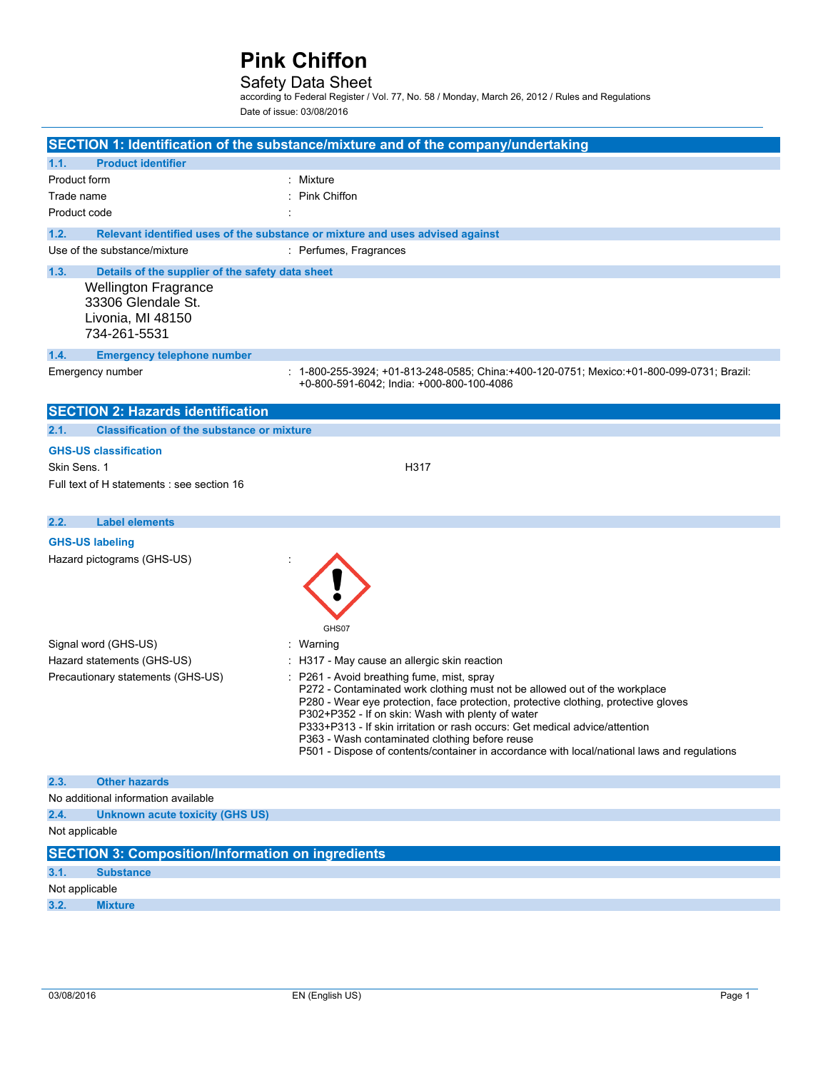# Pink Chiffon

## Safety Data Sheet

according to Federal Register / Vol. 77, No. 58 / Monday, March 26, 2012 / Rules and Regulations

Date of issue: 03/08/2016

## SECTION 1: Identification of the substance/mixture and of the company/undertaking

### 1.1. Product identifier

| | |
|---|---|
| Product form | : Mixture |
| Trade name | : Pink Chiffon |
| Product code | : |

### 1.2. Relevant identified uses of the substance or mixture and uses advised against

| | |
|---|---|
| Use of the substance/mixture | : Perfumes, Fragrances |

### 1.3. Details of the supplier of the safety data sheet

Wellington Fragrance
33306 Glendale St.
Livonia, MI 48150
734-261-5531

### 1.4. Emergency telephone number

| | |
|---|---|
| Emergency number | : 1-800-255-3924; +01-813-248-0585; China:+400-120-0751; Mexico:+01-800-099-0731; Brazil: +0-800-591-6042; India: +000-800-100-4086 |

## SECTION 2: Hazards identification

### 2.1. Classification of the substance or mixture

**GHS-US classification**

Skin Sens. 1 H317

Full text of H statements : see section 16

### 2.2. Label elements

**GHS-US labeling**

Hazard pictograms (GHS-US) :

GHS07

| | |
|---|---|
| Signal word (GHS-US) | : Warning |
| Hazard statements (GHS-US) | : H317 - May cause an allergic skin reaction |
| Precautionary statements (GHS-US) | : P261 - Avoid breathing fume, mist, spray<br>P272 - Contaminated work clothing must not be allowed out of the workplace<br>P280 - Wear eye protection, face protection, protective clothing, protective gloves<br>P302+P352 - If on skin: Wash with plenty of water<br>P333+P313 - If skin irritation or rash occurs: Get medical advice/attention<br>P363 - Wash contaminated clothing before reuse<br>P501 - Dispose of contents/container in accordance with local/national laws and regulations |

### 2.3. Other hazards

No additional information available

### 2.4. Unknown acute toxicity (GHS US)

Not applicable

## SECTION 3: Composition/Information on ingredients

### 3.1. Substance

Not applicable

### 3.2. Mixture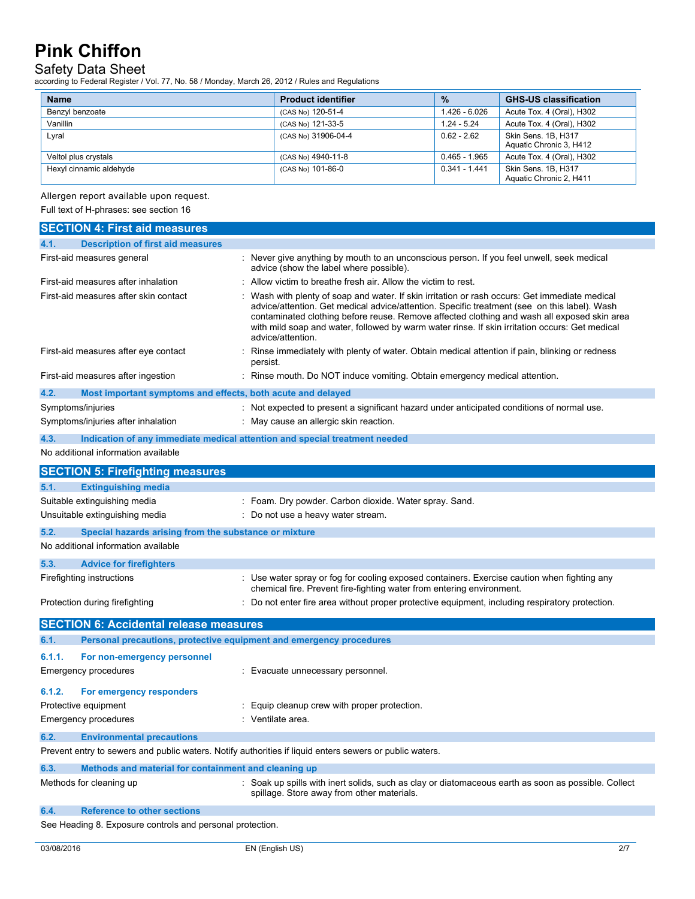| Name | Product identifier | % | GHS-US classification |
|---|---|---|---|
| Benzyl benzoate | (CAS No) 120-51-4 | 1.426 - 6.026 | Acute Tox. 4 (Oral), H302 |
| Vanillin | (CAS No) 121-33-5 | 1.24 - 5.24 | Acute Tox. 4 (Oral), H302 |
| Lyral | (CAS No) 31906-04-4 | 0.62 - 2.62 | Skin Sens. 1B, H317<br>Aquatic Chronic 3, H412 |
| Veltol plus crystals | (CAS No) 4940-11-8 | 0.465 - 1.965 | Acute Tox. 4 (Oral), H302 |
| Hexyl cinnamic aldehyde | (CAS No) 101-86-0 | 0.341 - 1.441 | Skin Sens. 1B, H317<br>Aquatic Chronic 2, H411 |

Allergen report available upon request.

Full text of H-phrases: see section 16

## SECTION 4: First aid measures

### 4.1. Description of first aid measures

First-aid measures general : Never give anything by mouth to an unconscious person. If you feel unwell, seek medical advice (show the label where possible).

First-aid measures after inhalation : Allow victim to breathe fresh air. Allow the victim to rest.

First-aid measures after skin contact : Wash with plenty of soap and water. If skin irritation or rash occurs: Get immediate medical advice/attention. Get medical advice/attention. Specific treatment (see on this label). Wash contaminated clothing before reuse. Remove affected clothing and wash all exposed skin area with mild soap and water, followed by warm water rinse. If skin irritation occurs: Get medical advice/attention.

First-aid measures after eye contact : Rinse immediately with plenty of water. Obtain medical attention if pain, blinking or redness persist.

First-aid measures after ingestion : Rinse mouth. Do NOT induce vomiting. Obtain emergency medical attention.

### 4.2. Most important symptoms and effects, both acute and delayed

Symptoms/injuries : Not expected to present a significant hazard under anticipated conditions of normal use.

Symptoms/injuries after inhalation : May cause an allergic skin reaction.

### 4.3. Indication of any immediate medical attention and special treatment needed

No additional information available

## SECTION 5: Firefighting measures

### 5.1. Extinguishing media

Suitable extinguishing media : Foam. Dry powder. Carbon dioxide. Water spray. Sand.

Unsuitable extinguishing media : Do not use a heavy water stream.

### 5.2. Special hazards arising from the substance or mixture

No additional information available

### 5.3. Advice for firefighters

Firefighting instructions : Use water spray or fog for cooling exposed containers. Exercise caution when fighting any chemical fire. Prevent fire-fighting water from entering environment.

Protection during firefighting : Do not enter fire area without proper protective equipment, including respiratory protection.

## SECTION 6: Accidental release measures

### 6.1. Personal precautions, protective equipment and emergency procedures

#### 6.1.1. For non-emergency personnel

Emergency procedures : Evacuate unnecessary personnel.

#### 6.1.2. For emergency responders

Protective equipment : Equip cleanup crew with proper protection.

Emergency procedures : Ventilate area.

### 6.2. Environmental precautions

Prevent entry to sewers and public waters. Notify authorities if liquid enters sewers or public waters.

### 6.3. Methods and material for containment and cleaning up

Methods for cleaning up : Soak up spills with inert solids, such as clay or diatomaceous earth as soon as possible. Collect spillage. Store away from other materials.

### 6.4. Reference to other sections

See Heading 8. Exposure controls and personal protection.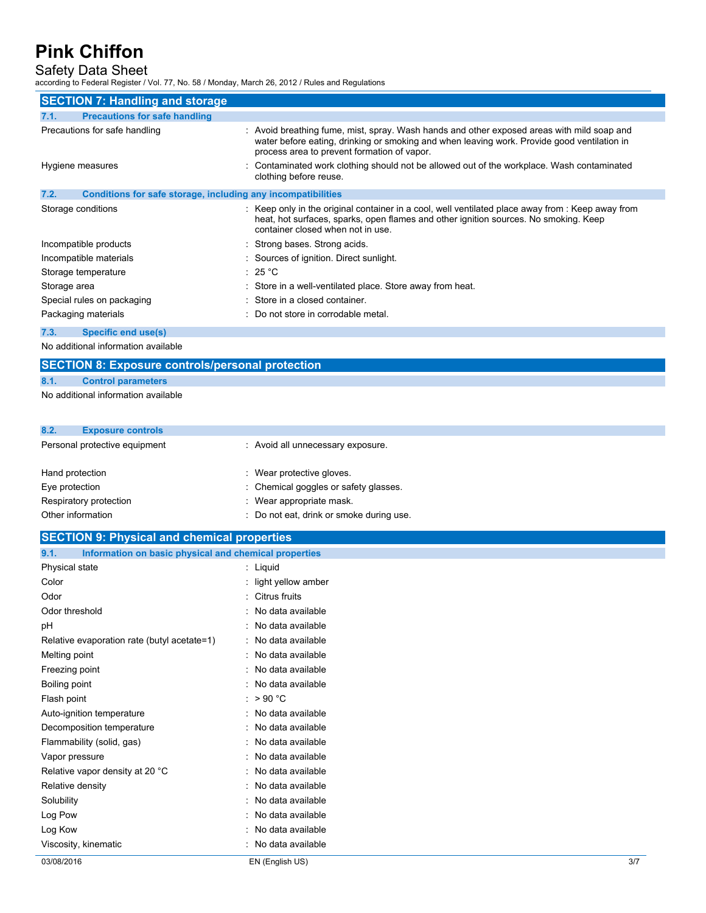## SECTION 7: Handling and storage

### 7.1. Precautions for safe handling

| | |
|---|---|
| Precautions for safe handling | : Avoid breathing fume, mist, spray. Wash hands and other exposed areas with mild soap and water before eating, drinking or smoking and when leaving work. Provide good ventilation in process area to prevent formation of vapor. |
| Hygiene measures | : Contaminated work clothing should not be allowed out of the workplace. Wash contaminated clothing before reuse. |

### 7.2. Conditions for safe storage, including any incompatibilities

| | |
|---|---|
| Storage conditions | : Keep only in the original container in a cool, well ventilated place away from : Keep away from heat, hot surfaces, sparks, open flames and other ignition sources. No smoking. Keep container closed when not in use. |
| Incompatible products | : Strong bases. Strong acids. |
| Incompatible materials | : Sources of ignition. Direct sunlight. |
| Storage temperature | : 25 °C |
| Storage area | : Store in a well-ventilated place. Store away from heat. |
| Special rules on packaging | : Store in a closed container. |
| Packaging materials | : Do not store in corrodable metal. |

### 7.3. Specific end use(s)

No additional information available

## SECTION 8: Exposure controls/personal protection

### 8.1. Control parameters

No additional information available

### 8.2. Exposure controls

| | |
|---|---|
| Personal protective equipment | : Avoid all unnecessary exposure. |
| Hand protection | : Wear protective gloves. |
| Eye protection | : Chemical goggles or safety glasses. |
| Respiratory protection | : Wear appropriate mask. |
| Other information | : Do not eat, drink or smoke during use. |

## SECTION 9: Physical and chemical properties

### 9.1. Information on basic physical and chemical properties

| | |
|---|---|
| Physical state | : Liquid |
| Color | : light yellow amber |
| Odor | : Citrus fruits |
| Odor threshold | : No data available |
| pH | : No data available |
| Relative evaporation rate (butyl acetate=1) | : No data available |
| Melting point | : No data available |
| Freezing point | : No data available |
| Boiling point | : No data available |
| Flash point | : > 90 °C |
| Auto-ignition temperature | : No data available |
| Decomposition temperature | : No data available |
| Flammability (solid, gas) | : No data available |
| Vapor pressure | : No data available |
| Relative vapor density at 20 °C | : No data available |
| Relative density | : No data available |
| Solubility | : No data available |
| Log Pow | : No data available |
| Log Kow | : No data available |
| Viscosity, kinematic | : No data available |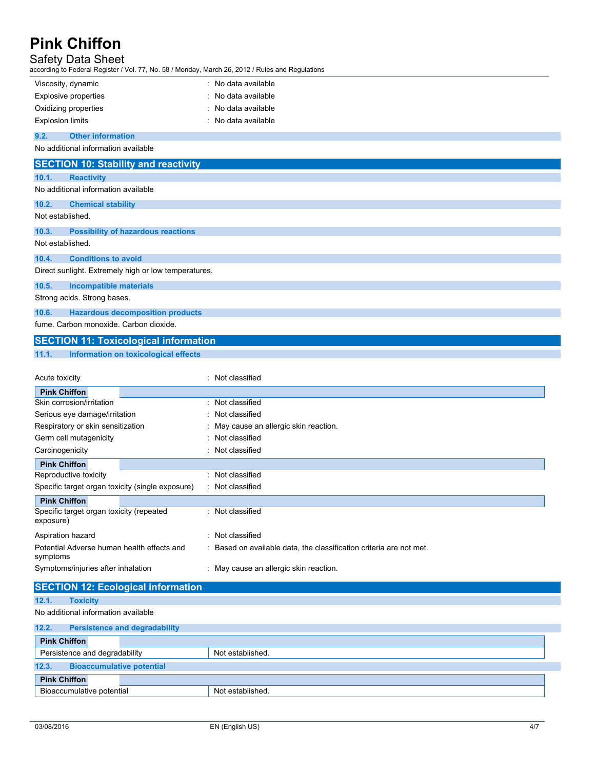| | |
|---|---|
| Viscosity, dynamic | : No data available |
| Explosive properties | : No data available |
| Oxidizing properties | : No data available |
| Explosion limits | : No data available |

### 9.2. Other information

No additional information available

## SECTION 10: Stability and reactivity

### 10.1. Reactivity

No additional information available

### 10.2. Chemical stability

Not established.

### 10.3. Possibility of hazardous reactions

Not established.

### 10.4. Conditions to avoid

Direct sunlight. Extremely high or low temperatures.

### 10.5. Incompatible materials

Strong acids. Strong bases.

### 10.6. Hazardous decomposition products

fume. Carbon monoxide. Carbon dioxide.

## SECTION 11: Toxicological information

### 11.1. Information on toxicological effects

| | |
|---|---|
| Acute toxicity | : Not classified |

| **Pink Chiffon** | |
|---|---|
| Skin corrosion/irritation | : Not classified |
| Serious eye damage/irritation | : Not classified |
| Respiratory or skin sensitization | : May cause an allergic skin reaction. |
| Germ cell mutagenicity | : Not classified |
| Carcinogenicity | : Not classified |

| **Pink Chiffon** | |
|---|---|
| Reproductive toxicity | : Not classified |
| Specific target organ toxicity (single exposure) | : Not classified |

| **Pink Chiffon** | |
|---|---|
| Specific target organ toxicity (repeated exposure) | : Not classified |
| Aspiration hazard | : Not classified |
| Potential Adverse human health effects and symptoms | : Based on available data, the classification criteria are not met. |
| Symptoms/injuries after inhalation | : May cause an allergic skin reaction. |

## SECTION 12: Ecological information

### 12.1. Toxicity

No additional information available

### 12.2. Persistence and degradability

| **Pink Chiffon** | |
|---|---|
| Persistence and degradability | Not established. |

### 12.3. Bioaccumulative potential

| **Pink Chiffon** | |
|---|---|
| Bioaccumulative potential | Not established. |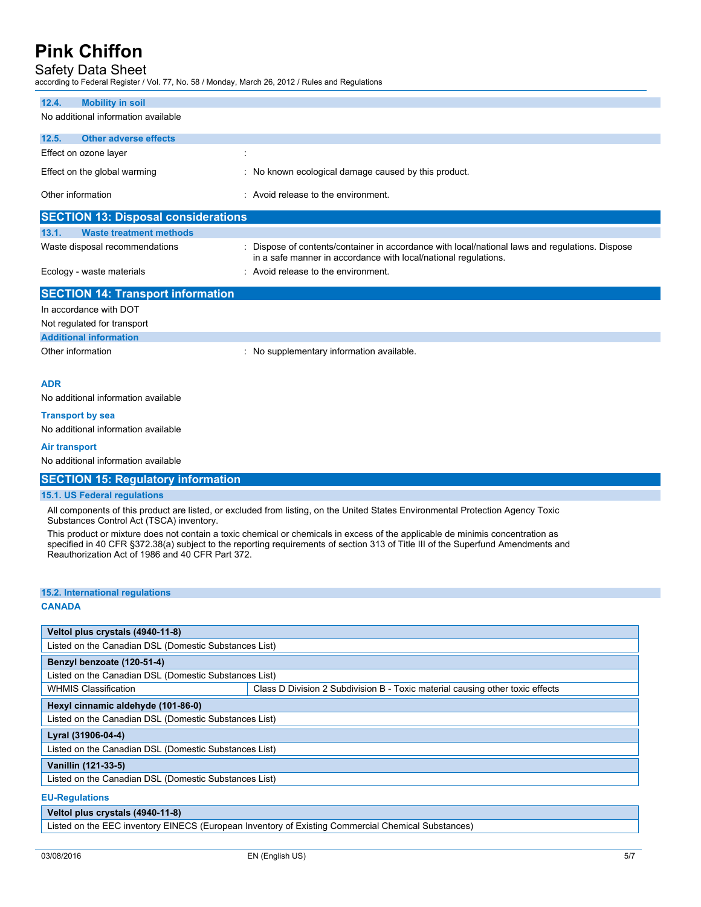### 12.4. Mobility in soil

No additional information available

### 12.5. Other adverse effects

Effect on ozone layer :

Effect on the global warming : No known ecological damage caused by this product.

Other information : Avoid release to the environment.

## SECTION 13: Disposal considerations

### 13.1. Waste treatment methods

Waste disposal recommendations : Dispose of contents/container in accordance with local/national laws and regulations. Dispose in a safe manner in accordance with local/national regulations.

Ecology - waste materials : Avoid release to the environment.

## SECTION 14: Transport information

In accordance with DOT

Not regulated for transport

### Additional information

Other information : No supplementary information available.

**ADR**

No additional information available

**Transport by sea**

No additional information available

**Air transport**

No additional information available

## SECTION 15: Regulatory information

### 15.1. US Federal regulations

All components of this product are listed, or excluded from listing, on the United States Environmental Protection Agency Toxic Substances Control Act (TSCA) inventory.

This product or mixture does not contain a toxic chemical or chemicals in excess of the applicable de minimis concentration as specified in 40 CFR §372.38(a) subject to the reporting requirements of section 313 of Title III of the Superfund Amendments and Reauthorization Act of 1986 and 40 CFR Part 372.

### 15.2. International regulations

**CANADA**

| **Veltol plus crystals (4940-11-8)** | |
|---|---|
| Listed on the Canadian DSL (Domestic Substances List) | |
| **Benzyl benzoate (120-51-4)** | |
| Listed on the Canadian DSL (Domestic Substances List) | |
| WHMIS Classification | Class D Division 2 Subdivision B - Toxic material causing other toxic effects |
| **Hexyl cinnamic aldehyde (101-86-0)** | |
| Listed on the Canadian DSL (Domestic Substances List) | |
| **Lyral (31906-04-4)** | |
| Listed on the Canadian DSL (Domestic Substances List) | |
| **Vanillin (121-33-5)** | |
| Listed on the Canadian DSL (Domestic Substances List) | |

**EU-Regulations**

| **Veltol plus crystals (4940-11-8)** |
|---|
| Listed on the EEC inventory EINECS (European Inventory of Existing Commercial Chemical Substances) |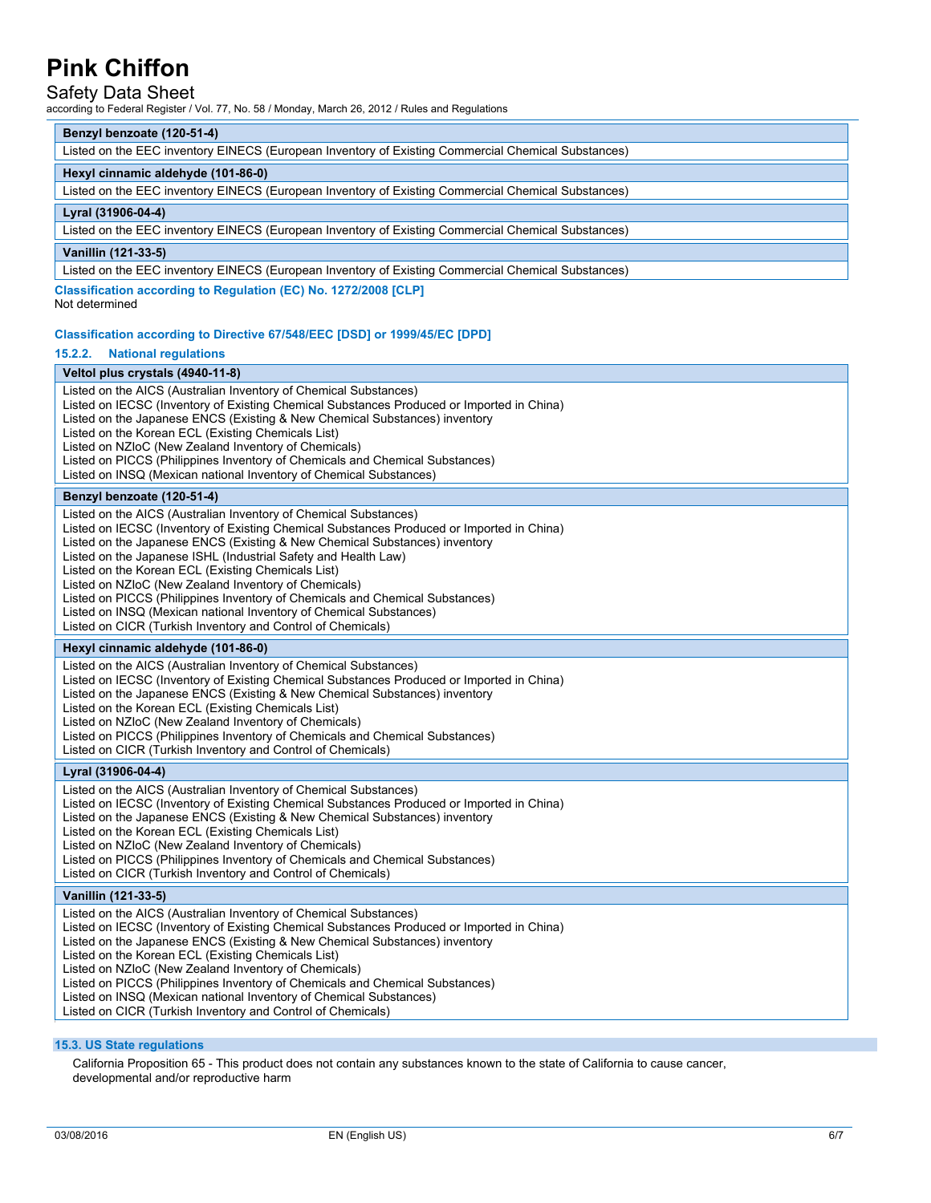| Benzyl benzoate (120-51-4) |
|---|
| Listed on the EEC inventory EINECS (European Inventory of Existing Commercial Chemical Substances) |

| Hexyl cinnamic aldehyde (101-86-0) |
|---|
| Listed on the EEC inventory EINECS (European Inventory of Existing Commercial Chemical Substances) |

| Lyral (31906-04-4) |
|---|
| Listed on the EEC inventory EINECS (European Inventory of Existing Commercial Chemical Substances) |

| Vanillin (121-33-5) |
|---|
| Listed on the EEC inventory EINECS (European Inventory of Existing Commercial Chemical Substances) |

**Classification according to Regulation (EC) No. 1272/2008 [CLP]**

Not determined

**Classification according to Directive 67/548/EEC [DSD] or 1999/45/EC [DPD]**

### 15.2.2. National regulations

| Veltol plus crystals (4940-11-8) |
|---|
| Listed on the AICS (Australian Inventory of Chemical Substances)<br>Listed on IECSC (Inventory of Existing Chemical Substances Produced or Imported in China)<br>Listed on the Japanese ENCS (Existing & New Chemical Substances) inventory<br>Listed on the Korean ECL (Existing Chemicals List)<br>Listed on NZIoC (New Zealand Inventory of Chemicals)<br>Listed on PICCS (Philippines Inventory of Chemicals and Chemical Substances)<br>Listed on INSQ (Mexican national Inventory of Chemical Substances) |

| Benzyl benzoate (120-51-4) |
|---|
| Listed on the AICS (Australian Inventory of Chemical Substances)<br>Listed on IECSC (Inventory of Existing Chemical Substances Produced or Imported in China)<br>Listed on the Japanese ENCS (Existing & New Chemical Substances) inventory<br>Listed on the Japanese ISHL (Industrial Safety and Health Law)<br>Listed on the Korean ECL (Existing Chemicals List)<br>Listed on NZIoC (New Zealand Inventory of Chemicals)<br>Listed on PICCS (Philippines Inventory of Chemicals and Chemical Substances)<br>Listed on INSQ (Mexican national Inventory of Chemical Substances)<br>Listed on CICR (Turkish Inventory and Control of Chemicals) |

| Hexyl cinnamic aldehyde (101-86-0) |
|---|
| Listed on the AICS (Australian Inventory of Chemical Substances)<br>Listed on IECSC (Inventory of Existing Chemical Substances Produced or Imported in China)<br>Listed on the Japanese ENCS (Existing & New Chemical Substances) inventory<br>Listed on the Korean ECL (Existing Chemicals List)<br>Listed on NZIoC (New Zealand Inventory of Chemicals)<br>Listed on PICCS (Philippines Inventory of Chemicals and Chemical Substances)<br>Listed on CICR (Turkish Inventory and Control of Chemicals) |

| Lyral (31906-04-4) |
|---|
| Listed on the AICS (Australian Inventory of Chemical Substances)<br>Listed on IECSC (Inventory of Existing Chemical Substances Produced or Imported in China)<br>Listed on the Japanese ENCS (Existing & New Chemical Substances) inventory<br>Listed on the Korean ECL (Existing Chemicals List)<br>Listed on NZIoC (New Zealand Inventory of Chemicals)<br>Listed on PICCS (Philippines Inventory of Chemicals and Chemical Substances)<br>Listed on CICR (Turkish Inventory and Control of Chemicals) |

| Vanillin (121-33-5) |
|---|
| Listed on the AICS (Australian Inventory of Chemical Substances)<br>Listed on IECSC (Inventory of Existing Chemical Substances Produced or Imported in China)<br>Listed on the Japanese ENCS (Existing & New Chemical Substances) inventory<br>Listed on the Korean ECL (Existing Chemicals List)<br>Listed on NZIoC (New Zealand Inventory of Chemicals)<br>Listed on PICCS (Philippines Inventory of Chemicals and Chemical Substances)<br>Listed on INSQ (Mexican national Inventory of Chemical Substances)<br>Listed on CICR (Turkish Inventory and Control of Chemicals) |

## 15.3. US State regulations

California Proposition 65 - This product does not contain any substances known to the state of California to cause cancer, developmental and/or reproductive harm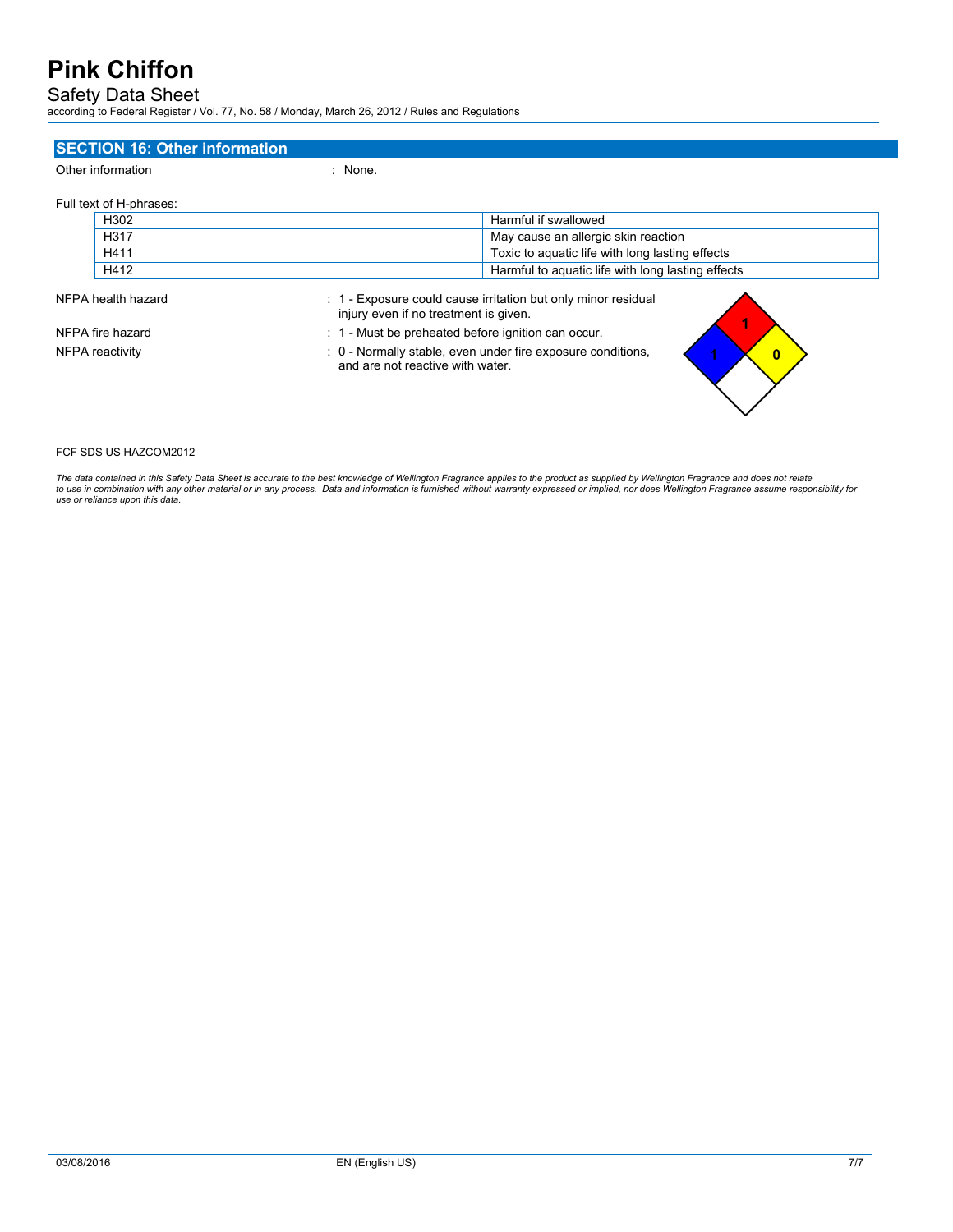## SECTION 16: Other information

Other information : None.

Full text of H-phrases:

| | |
|---|---|
| H302 | Harmful if swallowed |
| H317 | May cause an allergic skin reaction |
| H411 | Toxic to aquatic life with long lasting effects |
| H412 | Harmful to aquatic life with long lasting effects |

NFPA health hazard : 1 - Exposure could cause irritation but only minor residual injury even if no treatment is given.

NFPA fire hazard : 1 - Must be preheated before ignition can occur.

NFPA reactivity : 0 - Normally stable, even under fire exposure conditions, and are not reactive with water.

1
1
0

FCF SDS US HAZCOM2012

*The data contained in this Safety Data Sheet is accurate to the best knowledge of Wellington Fragrance applies to the product as supplied by Wellington Fragrance and does not relate to use in combination with any other material or in any process. Data and information is furnished without warranty expressed or implied, nor does Wellington Fragrance assume responsibility for use or reliance upon this data.*